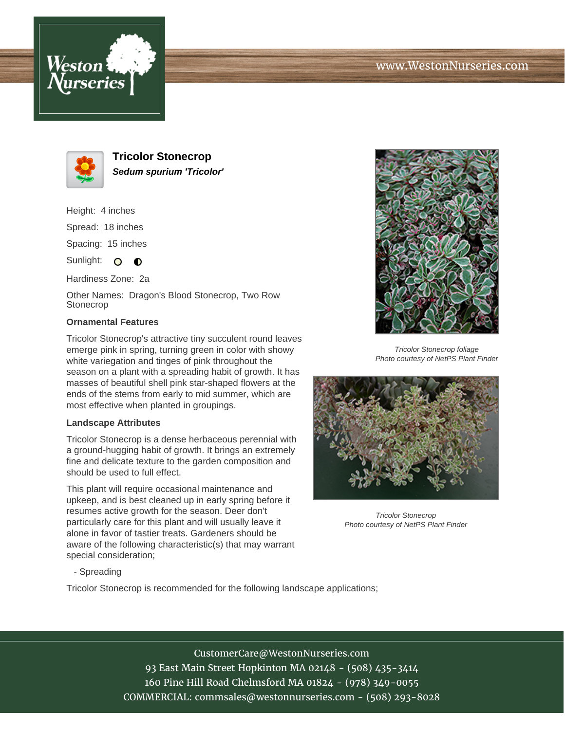# Tricolor Stonecrop

***Sedum spurium 'Tricolor'***

Height: 4 inches

Spread: 18 inches

Spacing: 15 inches

Sunlight:

Hardiness Zone: 2a

Other Names: Dragon's Blood Stonecrop, Two Row Stonecrop

### Ornamental Features

Tricolor Stonecrop's attractive tiny succulent round leaves emerge pink in spring, turning green in color with showy white variegation and tinges of pink throughout the season on a plant with a spreading habit of growth. It has masses of beautiful shell pink star-shaped flowers at the ends of the stems from early to mid summer, which are most effective when planted in groupings.

### Landscape Attributes

Tricolor Stonecrop is a dense herbaceous perennial with a ground-hugging habit of growth. It brings an extremely fine and delicate texture to the garden composition and should be used to full effect.

This plant will require occasional maintenance and upkeep, and is best cleaned up in early spring before it resumes active growth for the season. Deer don't particularly care for this plant and will usually leave it alone in favor of tastier treats. Gardeners should be aware of the following characteristic(s) that may warrant special consideration;

- Spreading

Tricolor Stonecrop is recommended for the following landscape applications;

*Tricolor Stonecrop foliage*
*Photo courtesy of NetPS Plant Finder*

*Tricolor Stonecrop*
*Photo courtesy of NetPS Plant Finder*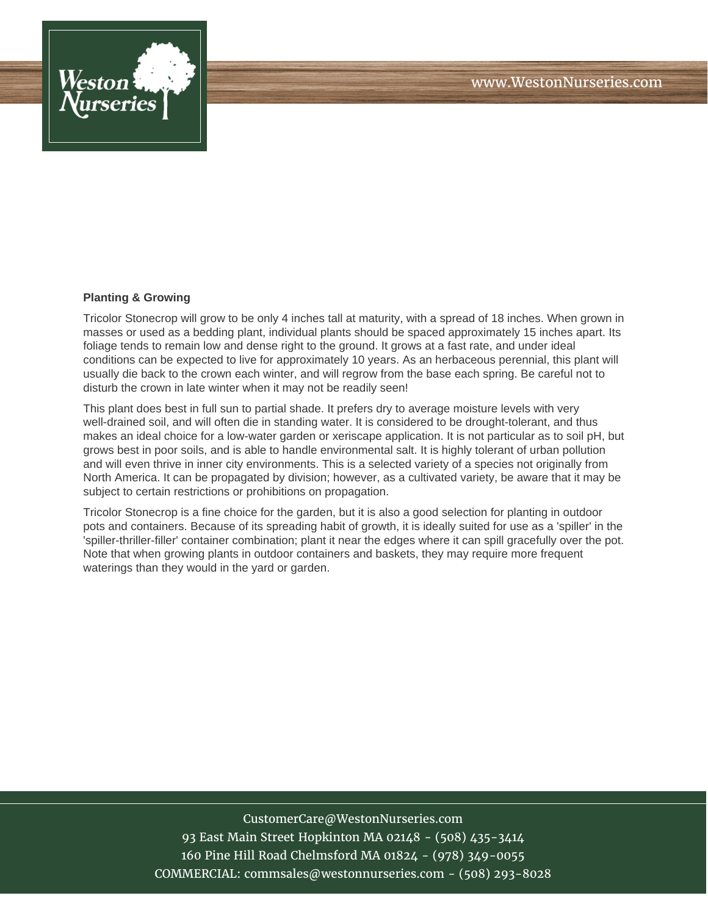**Planting & Growing**

Tricolor Stonecrop will grow to be only 4 inches tall at maturity, with a spread of 18 inches. When grown in masses or used as a bedding plant, individual plants should be spaced approximately 15 inches apart. Its foliage tends to remain low and dense right to the ground. It grows at a fast rate, and under ideal conditions can be expected to live for approximately 10 years. As an herbaceous perennial, this plant will usually die back to the crown each winter, and will regrow from the base each spring. Be careful not to disturb the crown in late winter when it may not be readily seen!

This plant does best in full sun to partial shade. It prefers dry to average moisture levels with very well-drained soil, and will often die in standing water. It is considered to be drought-tolerant, and thus makes an ideal choice for a low-water garden or xeriscape application. It is not particular as to soil pH, but grows best in poor soils, and is able to handle environmental salt. It is highly tolerant of urban pollution and will even thrive in inner city environments. This is a selected variety of a species not originally from North America. It can be propagated by division; however, as a cultivated variety, be aware that it may be subject to certain restrictions or prohibitions on propagation.

Tricolor Stonecrop is a fine choice for the garden, but it is also a good selection for planting in outdoor pots and containers. Because of its spreading habit of growth, it is ideally suited for use as a 'spiller' in the 'spiller-thriller-filler' container combination; plant it near the edges where it can spill gracefully over the pot. Note that when growing plants in outdoor containers and baskets, they may require more frequent waterings than they would in the yard or garden.